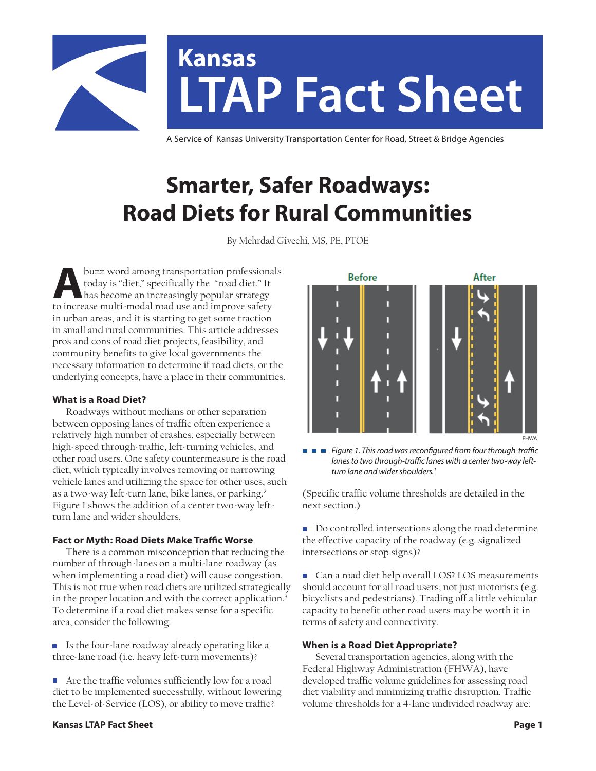# Kansas LTAP Fact Sheet

A Service of Kansas University Transportation Center for Road, Street & Bridge Agencies

# Smarter, Safer Roadways: Road Diets for Rural Communities

By Mehrdad Givechi, MS, PE, PTOE

A buzz word among transportation professionals today is "diet," specifically the "road diet." It has become an increasingly popular strategy to increase multi-modal road use and improve safety in urban areas, and it is starting to get some traction in small and rural communities. This article addresses pros and cons of road diet projects, feasibility, and community benefits to give local governments the necessary information to determine if road diets, or the underlying concepts, have a place in their communities.

### What is a Road Diet?

Roadways without medians or other separation between opposing lanes of traffic often experience a relatively high number of crashes, especially between high-speed through-traffic, left-turning vehicles, and other road users. One safety countermeasure is the road diet, which typically involves removing or narrowing vehicle lanes and utilizing the space for other uses, such as a two-way left-turn lane, bike lanes, or parking.[2] Figure 1 shows the addition of a center two-way left-turn lane and wider shoulders.

### Fact or Myth: Road Diets Make Traffic Worse

There is a common misconception that reducing the number of through-lanes on a multi-lane roadway (as when implementing a road diet) will cause congestion. This is not true when road diets are utilized strategically in the proper location and with the correct application.[3] To determine if a road diet makes sense for a specific area, consider the following:

- Is the four-lane roadway already operating like a three-lane road (i.e. heavy left-turn movements)?

- Are the traffic volumes sufficiently low for a road diet to be implemented successfully, without lowering the Level-of-Service (LOS), or ability to move traffic? (Specific traffic volume thresholds are detailed in the next section.)

- Do controlled intersections along the road determine the effective capacity of the roadway (e.g. signalized intersections or stop signs)?

- Can a road diet help overall LOS? LOS measurements should account for all road users, not just motorists (e.g. bicyclists and pedestrians). Trading off a little vehicular capacity to benefit other road users may be worth it in terms of safety and connectivity.

*Figure 1. This road was reconfigured from four through-traffic lanes to two through-traffic lanes with a center two-way left-turn lane and wider shoulders.[1]*

### When is a Road Diet Appropriate?

Several transportation agencies, along with the Federal Highway Administration (FHWA), have developed traffic volume guidelines for assessing road diet viability and minimizing traffic disruption. Traffic volume thresholds for a 4-lane undivided roadway are: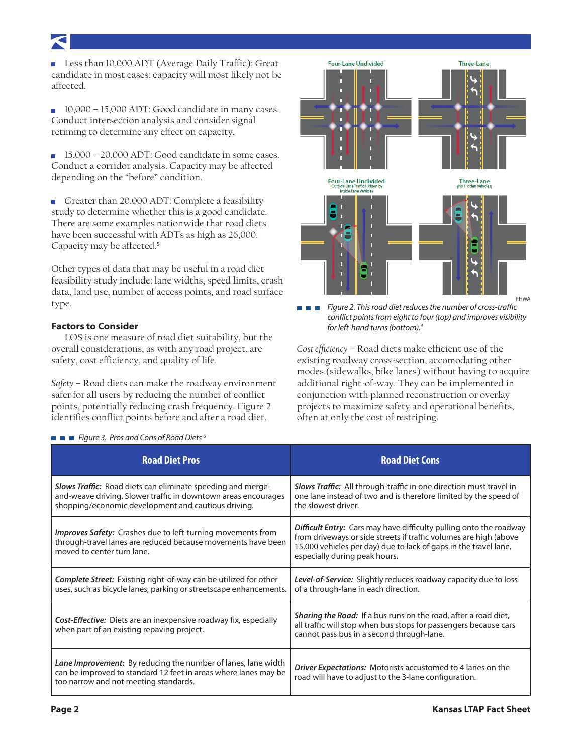- Less than 10,000 ADT (Average Daily Traffic): Great candidate in most cases; capacity will most likely not be affected.
- 10,000 – 15,000 ADT: Good candidate in many cases. Conduct intersection analysis and consider signal retiming to determine any effect on capacity.
- 15,000 – 20,000 ADT: Good candidate in some cases. Conduct a corridor analysis. Capacity may be affected depending on the "before" condition.
- Greater than 20,000 ADT: Complete a feasibility study to determine whether this is a good candidate. There are some examples nationwide that road diets have been successful with ADTs as high as 26,000. Capacity may be affected.[5]

Other types of data that may be useful in a road diet feasibility study include: lane widths, speed limits, crash data, land use, number of access points, and road surface type.

### Factors to Consider

LOS is one measure of road diet suitability, but the overall considerations, as with any road project, are safety, cost efficiency, and quality of life.

*Safety* – Road diets can make the roadway environment safer for all users by reducing the number of conflict points, potentially reducing crash frequency. Figure 2 identifies conflict points before and after a road diet.

*Figure 2. This road diet reduces the number of cross-traffic conflict points from eight to four (top) and improves visibility for left-hand turns (bottom).*[4]

*Cost efficiency* – Road diets make efficient use of the existing roadway cross-section, accomodating other modes (sidewalks, bike lanes) without having to acquire additional right-of-way. They can be implemented in conjunction with planned reconstruction or overlay projects to maximize safety and operational benefits, often at only the cost of restriping.

*Figure 3. Pros and Cons of Road Diets* [6]

| Road Diet Pros | Road Diet Cons |
| --- | --- |
| ***Slows Traffic:*** Road diets can eliminate speeding and merge-and-weave driving. Slower traffic in downtown areas encourages shopping/economic development and cautious driving. | ***Slows Traffic:*** All through-traffic in one direction must travel in one lane instead of two and is therefore limited by the speed of the slowest driver. |
| ***Improves Safety:*** Crashes due to left-turning movements from through-travel lanes are reduced because movements have been moved to center turn lane. | ***Difficult Entry:*** Cars may have difficulty pulling onto the roadway from driveways or side streets if traffic volumes are high (above 15,000 vehicles per day) due to lack of gaps in the travel lane, especially during peak hours. |
| ***Complete Street:*** Existing right-of-way can be utilized for other uses, such as bicycle lanes, parking or streetscape enhancements. | ***Level-of-Service:*** Slightly reduces roadway capacity due to loss of a through-lane in each direction. |
| ***Cost-Effective:*** Diets are an inexpensive roadway fix, especially when part of an existing repaving project. | ***Sharing the Road:*** If a bus runs on the road, after a road diet, all traffic will stop when bus stops for passengers because cars cannot pass bus in a second through-lane. |
| ***Lane Improvement:*** By reducing the number of lanes, lane width can be improved to standard 12 feet in areas where lanes may be too narrow and not meeting standards. | ***Driver Expectations:*** Motorists accustomed to 4 lanes on the road will have to adjust to the 3-lane configuration. |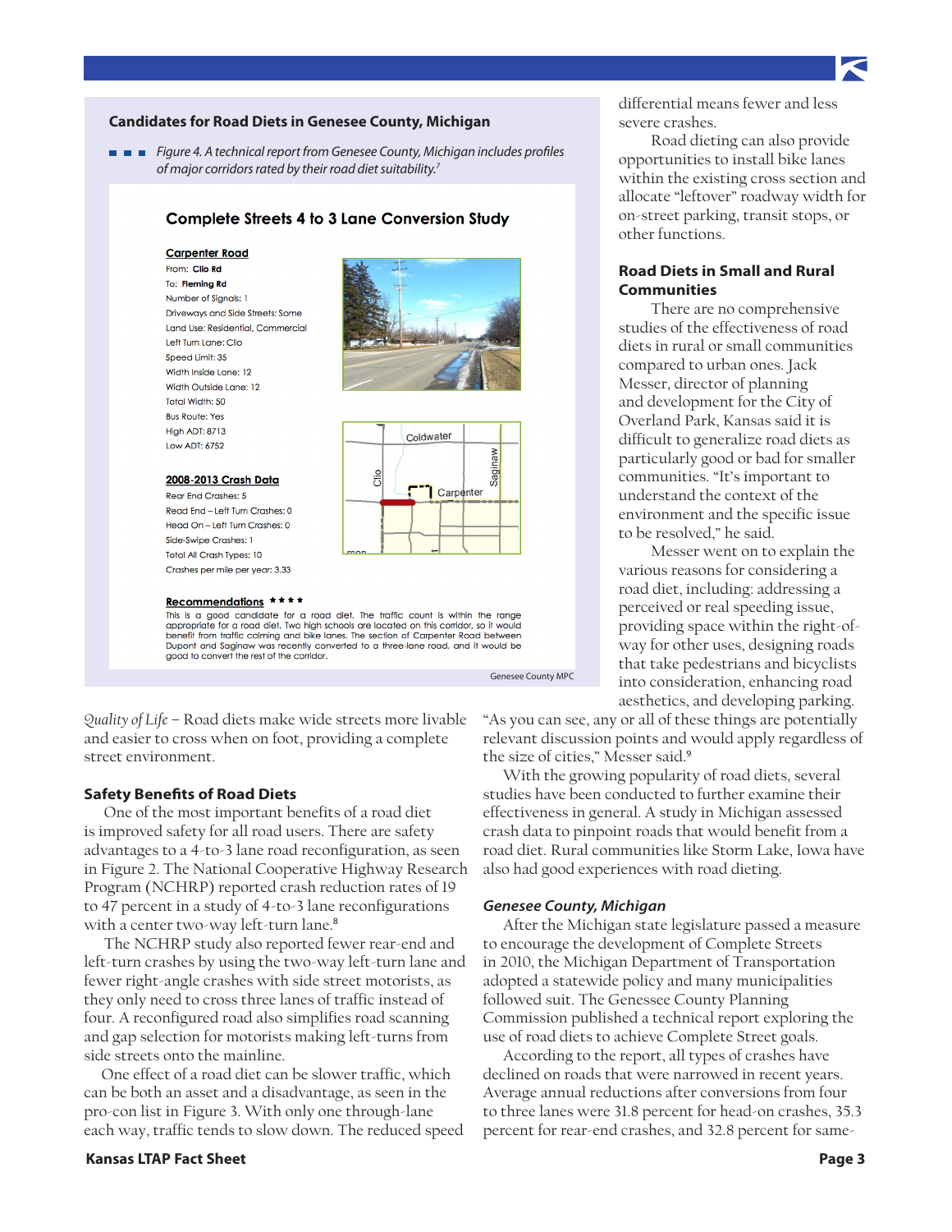### Candidates for Road Diets in Genesee County, Michigan

*Figure 4. A technical report from Genesee County, Michigan includes profiles of major corridors rated by their road diet suitability.*[7]

**Complete Streets 4 to 3 Lane Conversion Study**

**Carpenter Road**

From: **Clio Rd**
To: **Fleming Rd**
Number of Signals: 1
Driveways and Side Streets: Some
Land Use: Residential, Commercial
Left Turn Lane: Clio
Speed Limit: 35
Width Inside Lane: 12
Width Outside Lane: 12
Total Width: 50
Bus Route: Yes
High ADT: 8713
Low ADT: 6752

**2008-2013 Crash Data**

Rear End Crashes: 5
Read End – Left Turn Crashes: 0
Head On – Left Turn Crashes: 0
Side-Swipe Crashes: 1
Total All Crash Types: 10
Crashes per mile per year: 3.33

**Recommendations** \* \* \* \*

This is a good candidate for a road diet. The traffic count is within the range appropriate for a road diet. Two high schools are located on this corridor, so it would benefit from traffic calming and bike lanes. The section of Carpenter Road between Dupont and Saginaw was recently converted to a three-lane road, and it would be good to convert the rest of the corridor.

Genesee County MPC

*Quality of Life* – Road diets make wide streets more livable and easier to cross when on foot, providing a complete street environment.

### Safety Benefits of Road Diets

One of the most important benefits of a road diet is improved safety for all road users. There are safety advantages to a 4-to-3 lane road reconfiguration, as seen in Figure 2. The National Cooperative Highway Research Program (NCHRP) reported crash reduction rates of 19 to 47 percent in a study of 4-to-3 lane reconfigurations with a center two-way left-turn lane.[8]

The NCHRP study also reported fewer rear-end and left-turn crashes by using the two-way left-turn lane and fewer right-angle crashes with side street motorists, as they only need to cross three lanes of traffic instead of four. A reconfigured road also simplifies road scanning and gap selection for motorists making left-turns from side streets onto the mainline.

One effect of a road diet can be slower traffic, which can be both an asset and a disadvantage, as seen in the pro-con list in Figure 3. With only one through-lane each way, traffic tends to slow down. The reduced speed differential means fewer and less severe crashes.

Road dieting can also provide opportunities to install bike lanes within the existing cross section and allocate "leftover" roadway width for on-street parking, transit stops, or other functions.

### Road Diets in Small and Rural Communities

There are no comprehensive studies of the effectiveness of road diets in rural or small communities compared to urban ones. Jack Messer, director of planning and development for the City of Overland Park, Kansas said it is difficult to generalize road diets as particularly good or bad for smaller communities. "It's important to understand the context of the environment and the specific issue to be resolved," he said.

Messer went on to explain the various reasons for considering a road diet, including: addressing a perceived or real speeding issue, providing space within the right-of-way for other uses, designing roads that take pedestrians and bicyclists into consideration, enhancing road aesthetics, and developing parking. "As you can see, any or all of these things are potentially relevant discussion points and would apply regardless of the size of cities," Messer said.[9]

With the growing popularity of road diets, several studies have been conducted to further examine their effectiveness in general. A study in Michigan assessed crash data to pinpoint roads that would benefit from a road diet. Rural communities like Storm Lake, Iowa have also had good experiences with road dieting.

#### *Genesee County, Michigan*

After the Michigan state legislature passed a measure to encourage the development of Complete Streets in 2010, the Michigan Department of Transportation adopted a statewide policy and many municipalities followed suit. The Genessee County Planning Commission published a technical report exploring the use of road diets to achieve Complete Street goals.

According to the report, all types of crashes have declined on roads that were narrowed in recent years. Average annual reductions after conversions from four to three lanes were 31.8 percent for head-on crashes, 35.3 percent for rear-end crashes, and 32.8 percent for same-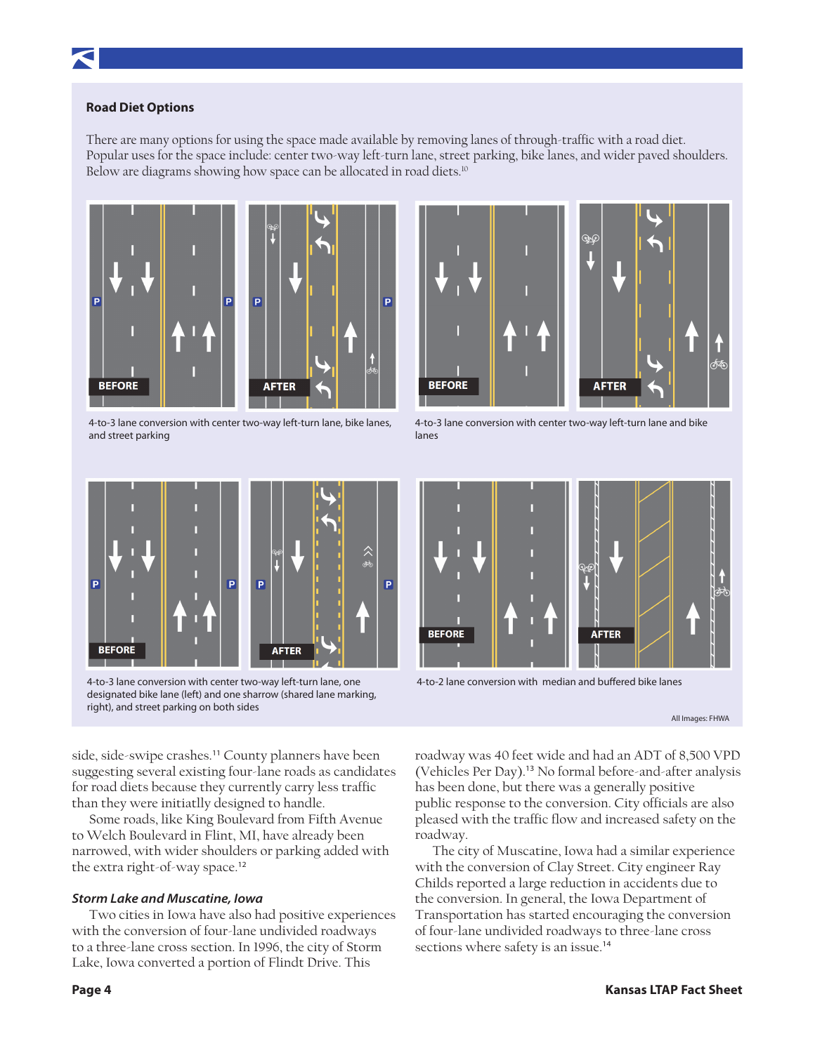### Road Diet Options

There are many options for using the space made available by removing lanes of through-traffic with a road diet. Popular uses for the space include: center two-way left-turn lane, street parking, bike lanes, and wider paved shoulders. Below are diagrams showing how space can be allocated in road diets.[10]

4-to-3 lane conversion with center two-way left-turn lane, bike lanes, and street parking

4-to-3 lane conversion with center two-way left-turn lane and bike lanes

4-to-3 lane conversion with center two-way left-turn lane, one designated bike lane (left) and one sharrow (shared lane marking, right), and street parking on both sides

4-to-2 lane conversion with median and buffered bike lanes

All Images: FHWA

side, side-swipe crashes.[11] County planners have been suggesting several existing four-lane roads as candidates for road diets because they currently carry less traffic than they were initiatlly designed to handle.

Some roads, like King Boulevard from Fifth Avenue to Welch Boulevard in Flint, MI, have already been narrowed, with wider shoulders or parking added with the extra right-of-way space.[12]

#### *Storm Lake and Muscatine, Iowa*

Two cities in Iowa have also had positive experiences with the conversion of four-lane undivided roadways to a three-lane cross section. In 1996, the city of Storm Lake, Iowa converted a portion of Flindt Drive. This roadway was 40 feet wide and had an ADT of 8,500 VPD (Vehicles Per Day).[13] No formal before-and-after analysis has been done, but there was a generally positive public response to the conversion. City officials are also pleased with the traffic flow and increased safety on the roadway.

The city of Muscatine, Iowa had a similar experience with the conversion of Clay Street. City engineer Ray Childs reported a large reduction in accidents due to the conversion. In general, the Iowa Department of Transportation has started encouraging the conversion of four-lane undivided roadways to three-lane cross sections where safety is an issue.[14]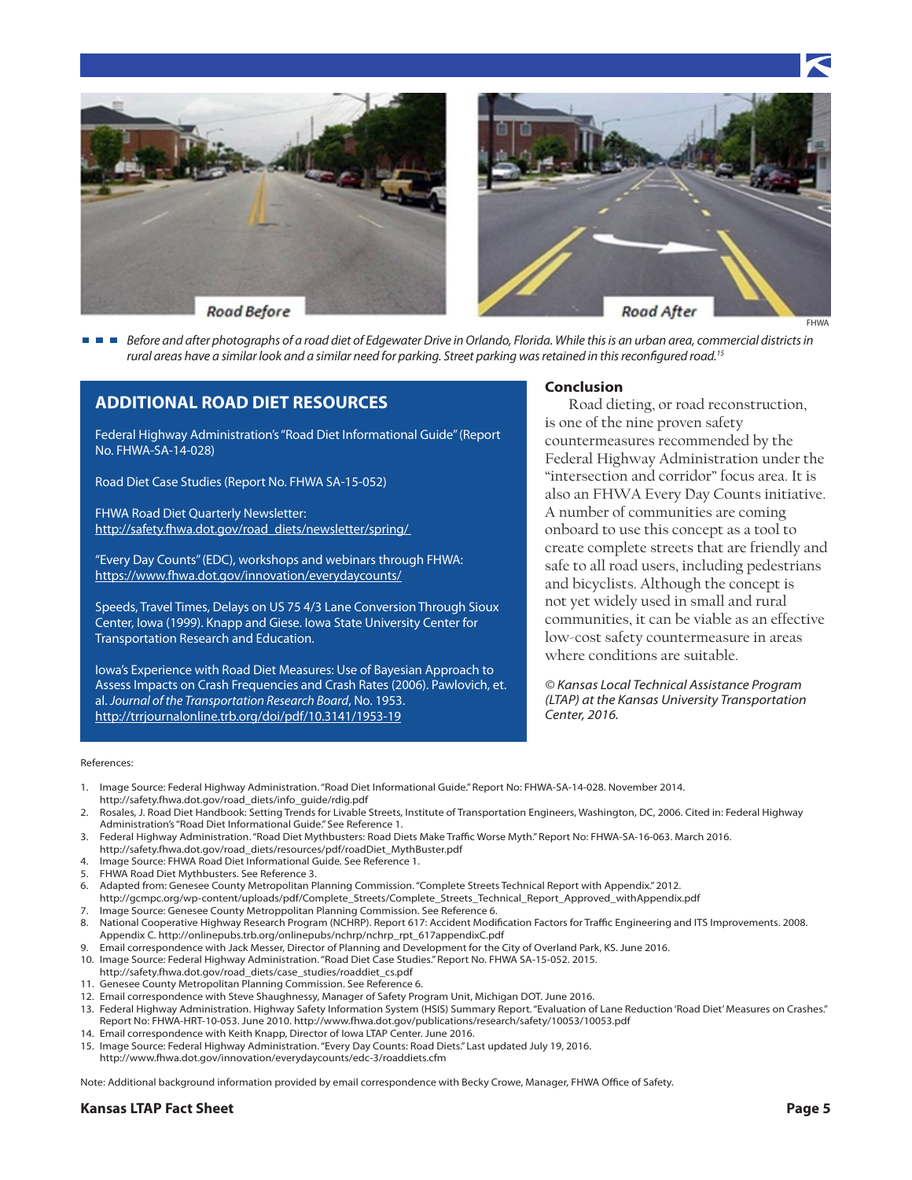Road Before

Road After

FHWA

*Before and after photographs of a road diet of Edgewater Drive in Orlando, Florida. While this is an urban area, commercial districts in rural areas have a similar look and a similar need for parking. Street parking was retained in this reconfigured road.*[15]

## ADDITIONAL ROAD DIET RESOURCES

Federal Highway Administration's "Road Diet Informational Guide" (Report No. FHWA-SA-14-028)

Road Diet Case Studies (Report No. FHWA SA-15-052)

FHWA Road Diet Quarterly Newsletter:
http://safety.fhwa.dot.gov/road_diets/newsletter/spring/

"Every Day Counts" (EDC), workshops and webinars through FHWA:
https://www.fhwa.dot.gov/innovation/everydaycounts/

Speeds, Travel Times, Delays on US 75 4/3 Lane Conversion Through Sioux Center, Iowa (1999). Knapp and Giese. Iowa State University Center for Transportation Research and Education.

Iowa's Experience with Road Diet Measures: Use of Bayesian Approach to Assess Impacts on Crash Frequencies and Crash Rates (2006). Pawlovich, et. al. *Journal of the Transportation Research Board*, No. 1953.
http://trrjournalonline.trb.org/doi/pdf/10.3141/1953-19

### Conclusion

Road dieting, or road reconstruction, is one of the nine proven safety countermeasures recommended by the Federal Highway Administration under the "intersection and corridor" focus area. It is also an FHWA Every Day Counts initiative. A number of communities are coming onboard to use this concept as a tool to create complete streets that are friendly and safe to all road users, including pedestrians and bicyclists. Although the concept is not yet widely used in small and rural communities, it can be viable as an effective low-cost safety countermeasure in areas where conditions are suitable.

*© Kansas Local Technical Assistance Program (LTAP) at the Kansas University Transportation Center, 2016.*

References:

1. Image Source: Federal Highway Administration. "Road Diet Informational Guide." Report No: FHWA-SA-14-028. November 2014. http://safety.fhwa.dot.gov/road_diets/info_guide/rdig.pdf
2. Rosales, J. Road Diet Handbook: Setting Trends for Livable Streets, Institute of Transportation Engineers, Washington, DC, 2006. Cited in: Federal Highway Administration's "Road Diet Informational Guide." See Reference 1.
3. Federal Highway Administration. "Road Diet Mythbusters: Road Diets Make Traffic Worse Myth." Report No: FHWA-SA-16-063. March 2016. http://safety.fhwa.dot.gov/road_diets/resources/pdf/roadDiet_MythBuster.pdf
4. Image Source: FHWA Road Diet Informational Guide. See Reference 1.
5. FHWA Road Diet Mythbusters. See Reference 3.
6. Adapted from: Genesee County Metropolitan Planning Commission. "Complete Streets Technical Report with Appendix." 2012. http://gcmpc.org/wp-content/uploads/pdf/Complete_Streets/Complete_Streets_Technical_Report_Approved_withAppendix.pdf
7. Image Source: Genesee County Metroppolitan Planning Commission. See Reference 6.
8. National Cooperative Highway Research Program (NCHRP). Report 617: Accident Modification Factors for Traffic Engineering and ITS Improvements. 2008. Appendix C. http://onlinepubs.trb.org/onlinepubs/nchrp/nchrp_rpt_617appendixC.pdf
9. Email correspondence with Jack Messer, Director of Planning and Development for the City of Overland Park, KS. June 2016.
10. Image Source: Federal Highway Administration. "Road Diet Case Studies." Report No. FHWA SA-15-052. 2015. http://safety.fhwa.dot.gov/road_diets/case_studies/roaddiet_cs.pdf
11. Genesee County Metropolitan Planning Commission. See Reference 6.
12. Email correspondence with Steve Shaughnessy, Manager of Safety Program Unit, Michigan DOT. June 2016.
13. Federal Highway Administration. Highway Safety Information System (HSIS) Summary Report. "Evaluation of Lane Reduction 'Road Diet' Measures on Crashes." Report No: FHWA-HRT-10-053. June 2010. http://www.fhwa.dot.gov/publications/research/safety/10053/10053.pdf
14. Email correspondence with Keith Knapp, Director of Iowa LTAP Center. June 2016.
15. Image Source: Federal Highway Administration. "Every Day Counts: Road Diets." Last updated July 19, 2016. http://www.fhwa.dot.gov/innovation/everydaycounts/edc-3/roaddiets.cfm

Note: Additional background information provided by email correspondence with Becky Crowe, Manager, FHWA Office of Safety.